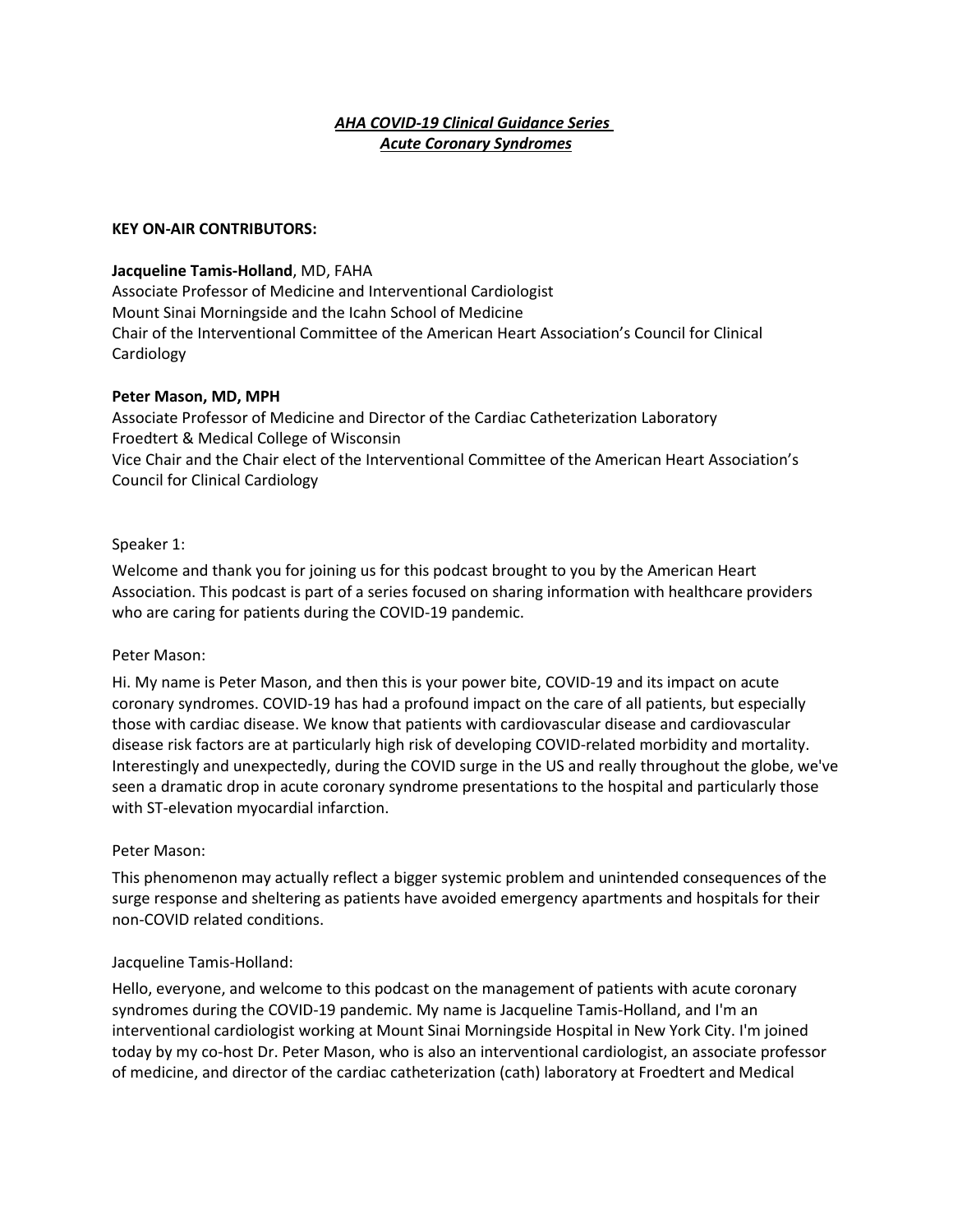***AHA COVID-19 Clinical Guidance Series***
***Acute Coronary Syndromes***

**KEY ON-AIR CONTRIBUTORS:**

**Jacqueline Tamis-Holland**, MD, FAHA
Associate Professor of Medicine and Interventional Cardiologist
Mount Sinai Morningside and the Icahn School of Medicine
Chair of the Interventional Committee of the American Heart Association's Council for Clinical Cardiology

**Peter Mason, MD, MPH**
Associate Professor of Medicine and Director of the Cardiac Catheterization Laboratory
Froedtert & Medical College of Wisconsin
Vice Chair and the Chair elect of the Interventional Committee of the American Heart Association's Council for Clinical Cardiology

Speaker 1:

Welcome and thank you for joining us for this podcast brought to you by the American Heart Association. This podcast is part of a series focused on sharing information with healthcare providers who are caring for patients during the COVID-19 pandemic.

Peter Mason:

Hi. My name is Peter Mason, and then this is your power bite, COVID-19 and its impact on acute coronary syndromes. COVID-19 has had a profound impact on the care of all patients, but especially those with cardiac disease. We know that patients with cardiovascular disease and cardiovascular disease risk factors are at particularly high risk of developing COVID-related morbidity and mortality. Interestingly and unexpectedly, during the COVID surge in the US and really throughout the globe, we've seen a dramatic drop in acute coronary syndrome presentations to the hospital and particularly those with ST-elevation myocardial infarction.

Peter Mason:

This phenomenon may actually reflect a bigger systemic problem and unintended consequences of the surge response and sheltering as patients have avoided emergency apartments and hospitals for their non-COVID related conditions.

Jacqueline Tamis-Holland:

Hello, everyone, and welcome to this podcast on the management of patients with acute coronary syndromes during the COVID-19 pandemic. My name is Jacqueline Tamis-Holland, and I'm an interventional cardiologist working at Mount Sinai Morningside Hospital in New York City. I'm joined today by my co-host Dr. Peter Mason, who is also an interventional cardiologist, an associate professor of medicine, and director of the cardiac catheterization (cath) laboratory at Froedtert and Medical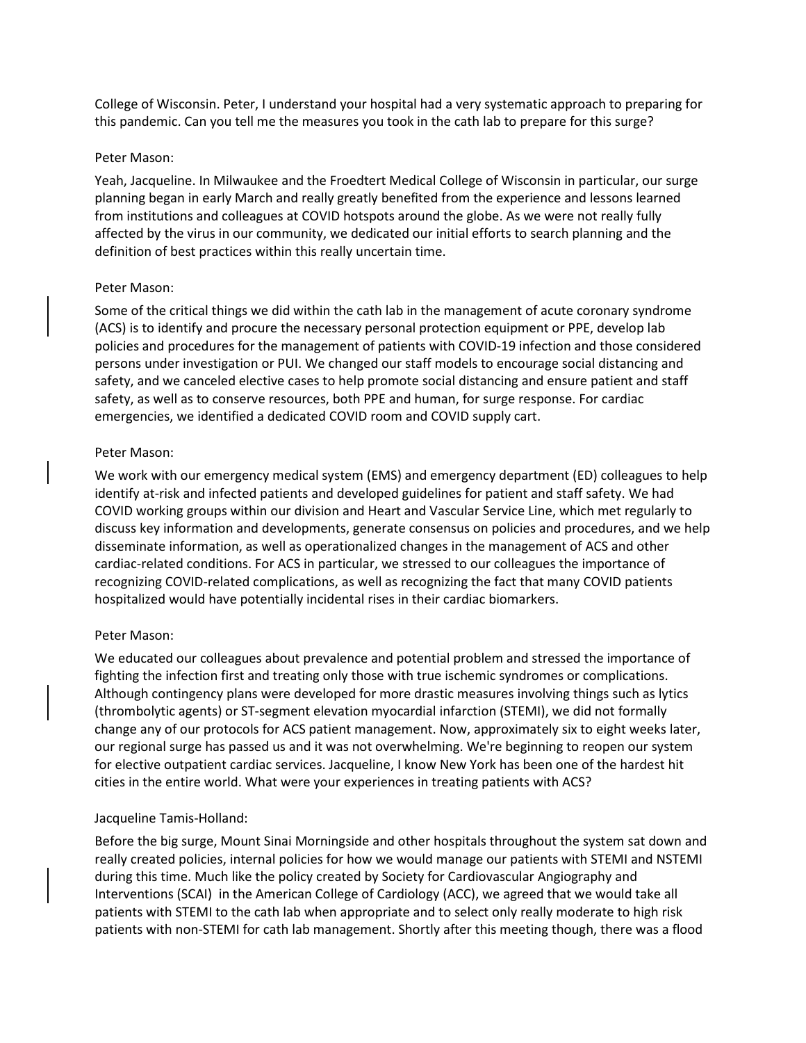College of Wisconsin. Peter, I understand your hospital had a very systematic approach to preparing for this pandemic. Can you tell me the measures you took in the cath lab to prepare for this surge?

Peter Mason:

Yeah, Jacqueline. In Milwaukee and the Froedtert Medical College of Wisconsin in particular, our surge planning began in early March and really greatly benefited from the experience and lessons learned from institutions and colleagues at COVID hotspots around the globe. As we were not really fully affected by the virus in our community, we dedicated our initial efforts to search planning and the definition of best practices within this really uncertain time.

Peter Mason:

Some of the critical things we did within the cath lab in the management of acute coronary syndrome (ACS) is to identify and procure the necessary personal protection equipment or PPE, develop lab policies and procedures for the management of patients with COVID-19 infection and those considered persons under investigation or PUI. We changed our staff models to encourage social distancing and safety, and we canceled elective cases to help promote social distancing and ensure patient and staff safety, as well as to conserve resources, both PPE and human, for surge response. For cardiac emergencies, we identified a dedicated COVID room and COVID supply cart.

Peter Mason:

We work with our emergency medical system (EMS) and emergency department (ED) colleagues to help identify at-risk and infected patients and developed guidelines for patient and staff safety. We had COVID working groups within our division and Heart and Vascular Service Line, which met regularly to discuss key information and developments, generate consensus on policies and procedures, and we help disseminate information, as well as operationalized changes in the management of ACS and other cardiac-related conditions. For ACS in particular, we stressed to our colleagues the importance of recognizing COVID-related complications, as well as recognizing the fact that many COVID patients hospitalized would have potentially incidental rises in their cardiac biomarkers.

Peter Mason:

We educated our colleagues about prevalence and potential problem and stressed the importance of fighting the infection first and treating only those with true ischemic syndromes or complications. Although contingency plans were developed for more drastic measures involving things such as lytics (thrombolytic agents) or ST-segment elevation myocardial infarction (STEMI), we did not formally change any of our protocols for ACS patient management. Now, approximately six to eight weeks later, our regional surge has passed us and it was not overwhelming. We're beginning to reopen our system for elective outpatient cardiac services. Jacqueline, I know New York has been one of the hardest hit cities in the entire world. What were your experiences in treating patients with ACS?

Jacqueline Tamis-Holland:

Before the big surge, Mount Sinai Morningside and other hospitals throughout the system sat down and really created policies, internal policies for how we would manage our patients with STEMI and NSTEMI during this time. Much like the policy created by Society for Cardiovascular Angiography and Interventions (SCAI) in the American College of Cardiology (ACC), we agreed that we would take all patients with STEMI to the cath lab when appropriate and to select only really moderate to high risk patients with non-STEMI for cath lab management. Shortly after this meeting though, there was a flood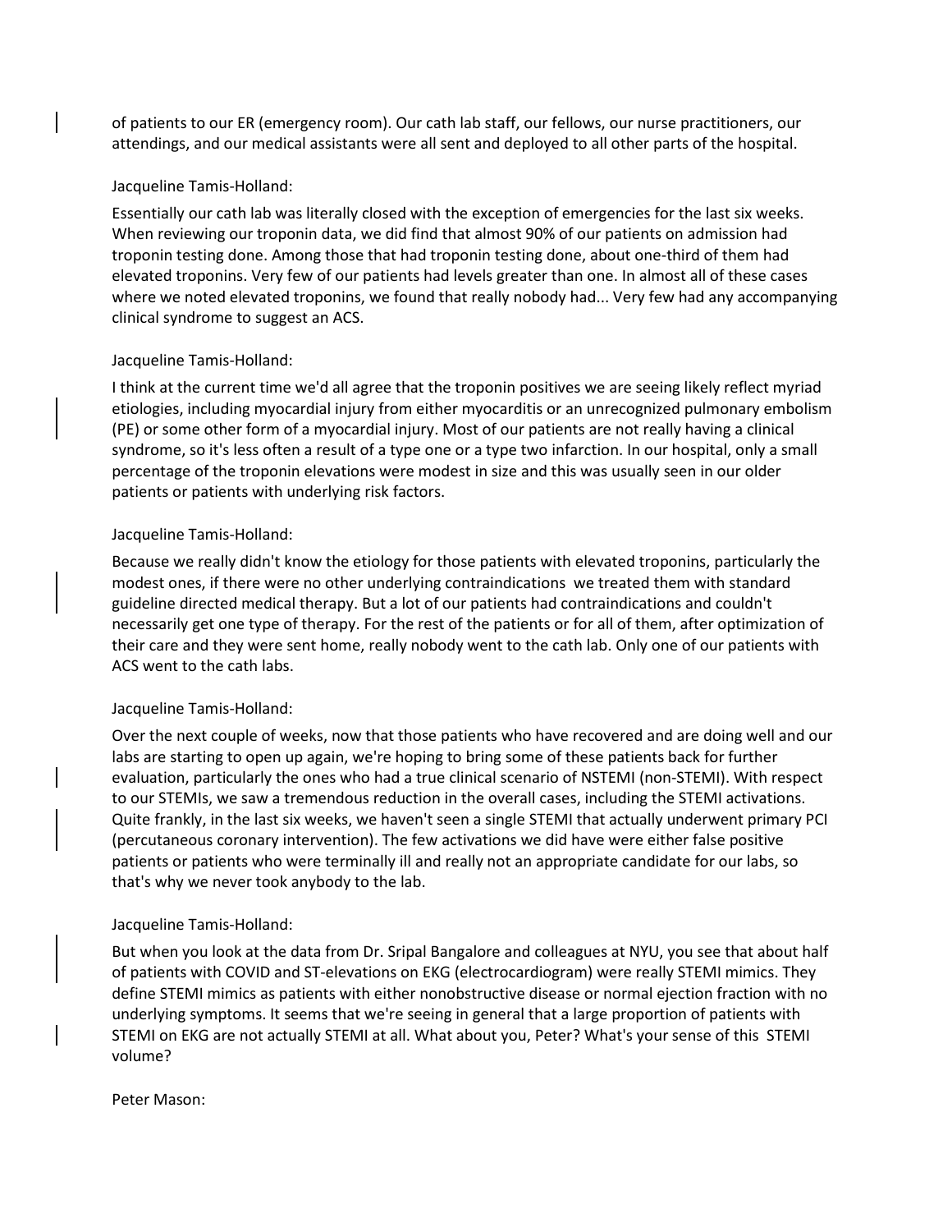of patients to our ER (emergency room). Our cath lab staff, our fellows, our nurse practitioners, our attendings, and our medical assistants were all sent and deployed to all other parts of the hospital.

Jacqueline Tamis-Holland:

Essentially our cath lab was literally closed with the exception of emergencies for the last six weeks. When reviewing our troponin data, we did find that almost 90% of our patients on admission had troponin testing done. Among those that had troponin testing done, about one-third of them had elevated troponins. Very few of our patients had levels greater than one. In almost all of these cases where we noted elevated troponins, we found that really nobody had... Very few had any accompanying clinical syndrome to suggest an ACS.

Jacqueline Tamis-Holland:

I think at the current time we'd all agree that the troponin positives we are seeing likely reflect myriad etiologies, including myocardial injury from either myocarditis or an unrecognized pulmonary embolism (PE) or some other form of a myocardial injury. Most of our patients are not really having a clinical syndrome, so it's less often a result of a type one or a type two infarction. In our hospital, only a small percentage of the troponin elevations were modest in size and this was usually seen in our older patients or patients with underlying risk factors.

Jacqueline Tamis-Holland:

Because we really didn't know the etiology for those patients with elevated troponins, particularly the modest ones, if there were no other underlying contraindications we treated them with standard guideline directed medical therapy. But a lot of our patients had contraindications and couldn't necessarily get one type of therapy. For the rest of the patients or for all of them, after optimization of their care and they were sent home, really nobody went to the cath lab. Only one of our patients with ACS went to the cath labs.

Jacqueline Tamis-Holland:

Over the next couple of weeks, now that those patients who have recovered and are doing well and our labs are starting to open up again, we're hoping to bring some of these patients back for further evaluation, particularly the ones who had a true clinical scenario of NSTEMI (non-STEMI). With respect to our STEMIs, we saw a tremendous reduction in the overall cases, including the STEMI activations. Quite frankly, in the last six weeks, we haven't seen a single STEMI that actually underwent primary PCI (percutaneous coronary intervention). The few activations we did have were either false positive patients or patients who were terminally ill and really not an appropriate candidate for our labs, so that's why we never took anybody to the lab.

Jacqueline Tamis-Holland:

But when you look at the data from Dr. Sripal Bangalore and colleagues at NYU, you see that about half of patients with COVID and ST-elevations on EKG (electrocardiogram) were really STEMI mimics. They define STEMI mimics as patients with either nonobstructive disease or normal ejection fraction with no underlying symptoms. It seems that we're seeing in general that a large proportion of patients with STEMI on EKG are not actually STEMI at all. What about you, Peter? What's your sense of this STEMI volume?

Peter Mason: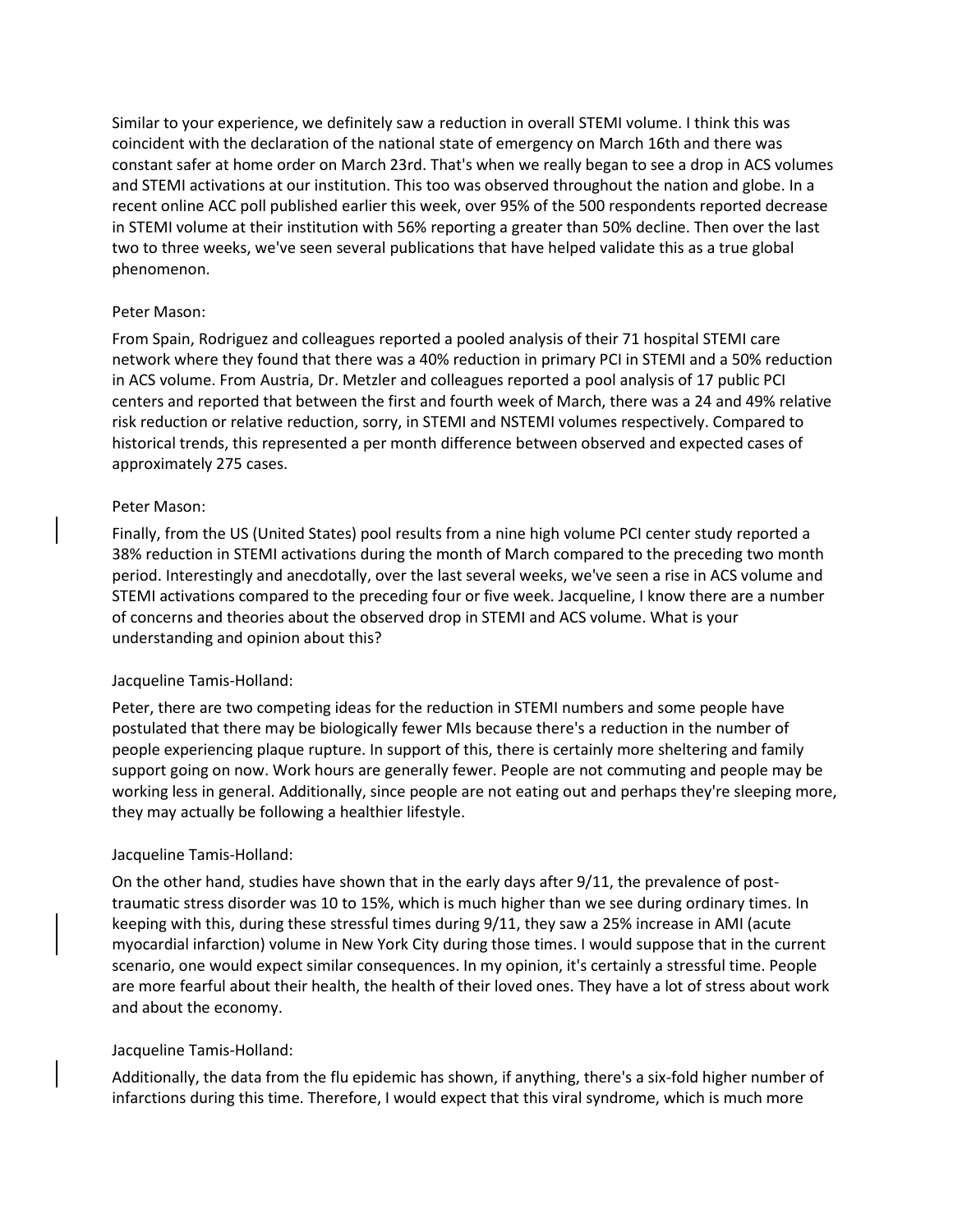Similar to your experience, we definitely saw a reduction in overall STEMI volume. I think this was coincident with the declaration of the national state of emergency on March 16th and there was constant safer at home order on March 23rd. That's when we really began to see a drop in ACS volumes and STEMI activations at our institution. This too was observed throughout the nation and globe. In a recent online ACC poll published earlier this week, over 95% of the 500 respondents reported decrease in STEMI volume at their institution with 56% reporting a greater than 50% decline. Then over the last two to three weeks, we've seen several publications that have helped validate this as a true global phenomenon.

Peter Mason:

From Spain, Rodriguez and colleagues reported a pooled analysis of their 71 hospital STEMI care network where they found that there was a 40% reduction in primary PCI in STEMI and a 50% reduction in ACS volume. From Austria, Dr. Metzler and colleagues reported a pool analysis of 17 public PCI centers and reported that between the first and fourth week of March, there was a 24 and 49% relative risk reduction or relative reduction, sorry, in STEMI and NSTEMI volumes respectively. Compared to historical trends, this represented a per month difference between observed and expected cases of approximately 275 cases.

Peter Mason:

Finally, from the US (United States) pool results from a nine high volume PCI center study reported a 38% reduction in STEMI activations during the month of March compared to the preceding two month period. Interestingly and anecdotally, over the last several weeks, we've seen a rise in ACS volume and STEMI activations compared to the preceding four or five week. Jacqueline, I know there are a number of concerns and theories about the observed drop in STEMI and ACS volume. What is your understanding and opinion about this?

Jacqueline Tamis-Holland:

Peter, there are two competing ideas for the reduction in STEMI numbers and some people have postulated that there may be biologically fewer MIs because there's a reduction in the number of people experiencing plaque rupture. In support of this, there is certainly more sheltering and family support going on now. Work hours are generally fewer. People are not commuting and people may be working less in general. Additionally, since people are not eating out and perhaps they're sleeping more, they may actually be following a healthier lifestyle.

Jacqueline Tamis-Holland:

On the other hand, studies have shown that in the early days after 9/11, the prevalence of post-traumatic stress disorder was 10 to 15%, which is much higher than we see during ordinary times. In keeping with this, during these stressful times during 9/11, they saw a 25% increase in AMI (acute myocardial infarction) volume in New York City during those times. I would suppose that in the current scenario, one would expect similar consequences. In my opinion, it's certainly a stressful time. People are more fearful about their health, the health of their loved ones. They have a lot of stress about work and about the economy.

Jacqueline Tamis-Holland:

Additionally, the data from the flu epidemic has shown, if anything, there's a six-fold higher number of infarctions during this time. Therefore, I would expect that this viral syndrome, which is much more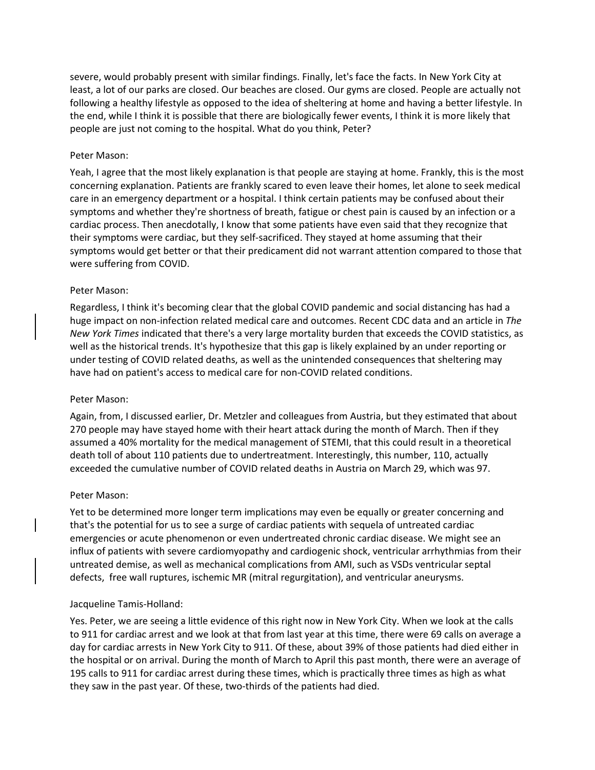severe, would probably present with similar findings. Finally, let's face the facts. In New York City at least, a lot of our parks are closed. Our beaches are closed. Our gyms are closed. People are actually not following a healthy lifestyle as opposed to the idea of sheltering at home and having a better lifestyle. In the end, while I think it is possible that there are biologically fewer events, I think it is more likely that people are just not coming to the hospital. What do you think, Peter?

Peter Mason:

Yeah, I agree that the most likely explanation is that people are staying at home. Frankly, this is the most concerning explanation. Patients are frankly scared to even leave their homes, let alone to seek medical care in an emergency department or a hospital. I think certain patients may be confused about their symptoms and whether they're shortness of breath, fatigue or chest pain is caused by an infection or a cardiac process. Then anecdotally, I know that some patients have even said that they recognize that their symptoms were cardiac, but they self-sacrificed. They stayed at home assuming that their symptoms would get better or that their predicament did not warrant attention compared to those that were suffering from COVID.

Peter Mason:

Regardless, I think it's becoming clear that the global COVID pandemic and social distancing has had a huge impact on non-infection related medical care and outcomes. Recent CDC data and an article in *The New York Times* indicated that there's a very large mortality burden that exceeds the COVID statistics, as well as the historical trends. It's hypothesize that this gap is likely explained by an under reporting or under testing of COVID related deaths, as well as the unintended consequences that sheltering may have had on patient's access to medical care for non-COVID related conditions.

Peter Mason:

Again, from, I discussed earlier, Dr. Metzler and colleagues from Austria, but they estimated that about 270 people may have stayed home with their heart attack during the month of March. Then if they assumed a 40% mortality for the medical management of STEMI, that this could result in a theoretical death toll of about 110 patients due to undertreatment. Interestingly, this number, 110, actually exceeded the cumulative number of COVID related deaths in Austria on March 29, which was 97.

Peter Mason:

Yet to be determined more longer term implications may even be equally or greater concerning and that's the potential for us to see a surge of cardiac patients with sequela of untreated cardiac emergencies or acute phenomenon or even undertreated chronic cardiac disease. We might see an influx of patients with severe cardiomyopathy and cardiogenic shock, ventricular arrhythmias from their untreated demise, as well as mechanical complications from AMI, such as VSDs ventricular septal defects, free wall ruptures, ischemic MR (mitral regurgitation), and ventricular aneurysms.

Jacqueline Tamis-Holland:

Yes. Peter, we are seeing a little evidence of this right now in New York City. When we look at the calls to 911 for cardiac arrest and we look at that from last year at this time, there were 69 calls on average a day for cardiac arrests in New York City to 911. Of these, about 39% of those patients had died either in the hospital or on arrival. During the month of March to April this past month, there were an average of 195 calls to 911 for cardiac arrest during these times, which is practically three times as high as what they saw in the past year. Of these, two-thirds of the patients had died.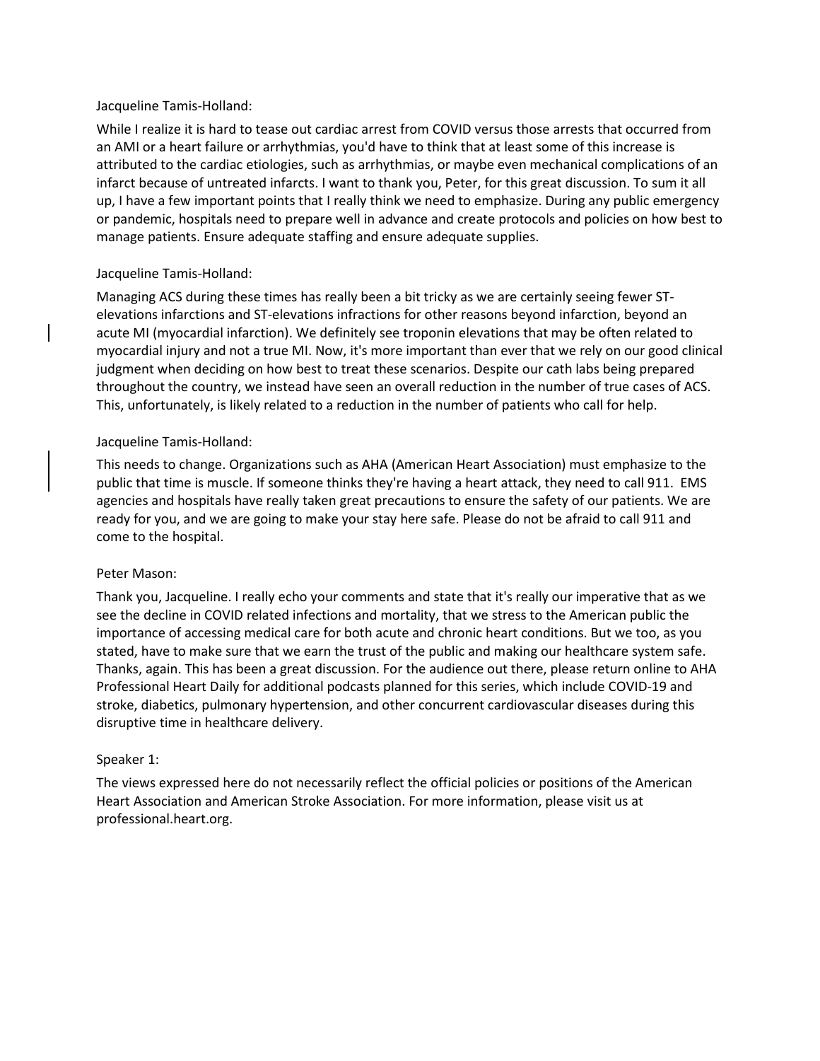Jacqueline Tamis-Holland:

While I realize it is hard to tease out cardiac arrest from COVID versus those arrests that occurred from an AMI or a heart failure or arrhythmias, you'd have to think that at least some of this increase is attributed to the cardiac etiologies, such as arrhythmias, or maybe even mechanical complications of an infarct because of untreated infarcts. I want to thank you, Peter, for this great discussion. To sum it all up, I have a few important points that I really think we need to emphasize. During any public emergency or pandemic, hospitals need to prepare well in advance and create protocols and policies on how best to manage patients. Ensure adequate staffing and ensure adequate supplies.

Jacqueline Tamis-Holland:

Managing ACS during these times has really been a bit tricky as we are certainly seeing fewer ST-elevations infarctions and ST-elevations infractions for other reasons beyond infarction, beyond an acute MI (myocardial infarction). We definitely see troponin elevations that may be often related to myocardial injury and not a true MI. Now, it's more important than ever that we rely on our good clinical judgment when deciding on how best to treat these scenarios. Despite our cath labs being prepared throughout the country, we instead have seen an overall reduction in the number of true cases of ACS. This, unfortunately, is likely related to a reduction in the number of patients who call for help.

Jacqueline Tamis-Holland:

This needs to change. Organizations such as AHA (American Heart Association) must emphasize to the public that time is muscle. If someone thinks they're having a heart attack, they need to call 911. EMS agencies and hospitals have really taken great precautions to ensure the safety of our patients. We are ready for you, and we are going to make your stay here safe. Please do not be afraid to call 911 and come to the hospital.

Peter Mason:

Thank you, Jacqueline. I really echo your comments and state that it's really our imperative that as we see the decline in COVID related infections and mortality, that we stress to the American public the importance of accessing medical care for both acute and chronic heart conditions. But we too, as you stated, have to make sure that we earn the trust of the public and making our healthcare system safe. Thanks, again. This has been a great discussion. For the audience out there, please return online to AHA Professional Heart Daily for additional podcasts planned for this series, which include COVID-19 and stroke, diabetics, pulmonary hypertension, and other concurrent cardiovascular diseases during this disruptive time in healthcare delivery.

Speaker 1:

The views expressed here do not necessarily reflect the official policies or positions of the American Heart Association and American Stroke Association. For more information, please visit us at professional.heart.org.